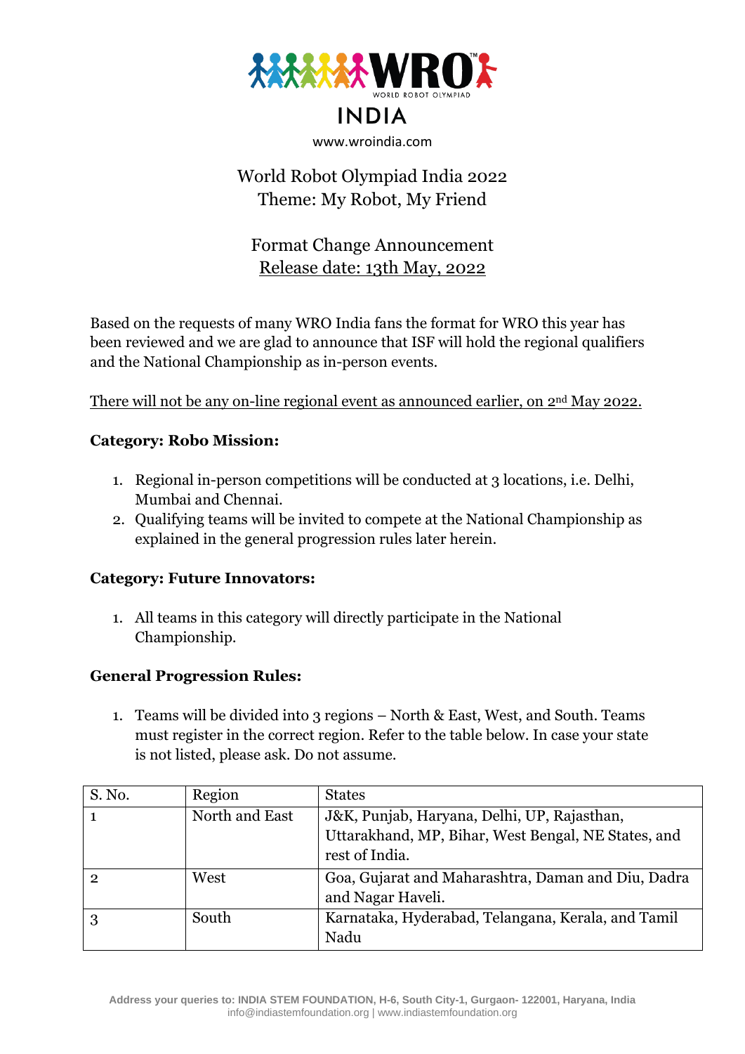# WRO INDIA

www.wroindia.com

## World Robot Olympiad India 2022
## Theme: My Robot, My Friend

## Format Change Announcement
Release date: 13th May, 2022

Based on the requests of many WRO India fans the format for WRO this year has been reviewed and we are glad to announce that ISF will hold the regional qualifiers and the National Championship as in-person events.

There will not be any on-line regional event as announced earlier, on 2nd May 2022.

### Category: Robo Mission:

1. Regional in-person competitions will be conducted at 3 locations, i.e. Delhi, Mumbai and Chennai.
2. Qualifying teams will be invited to compete at the National Championship as explained in the general progression rules later herein.

### Category: Future Innovators:

1. All teams in this category will directly participate in the National Championship.

### General Progression Rules:

1. Teams will be divided into 3 regions – North & East, West, and South. Teams must register in the correct region. Refer to the table below. In case your state is not listed, please ask. Do not assume.

| S. No. | Region | States |
|---|---|---|
| 1 | North and East | J&K, Punjab, Haryana, Delhi, UP, Rajasthan, Uttarakhand, MP, Bihar, West Bengal, NE States, and rest of India. |
| 2 | West | Goa, Gujarat and Maharashtra, Daman and Diu, Dadra and Nagar Haveli. |
| 3 | South | Karnataka, Hyderabad, Telangana, Kerala, and Tamil Nadu |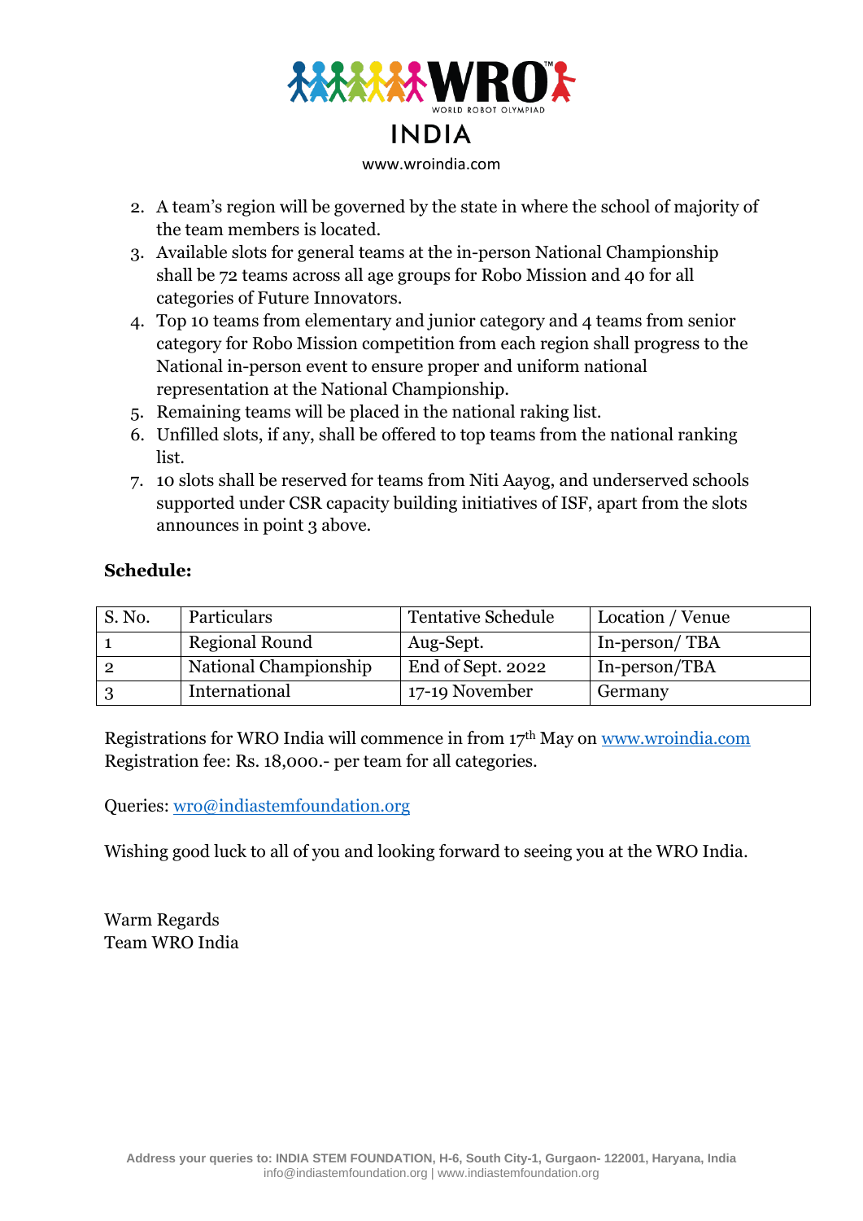2. A team's region will be governed by the state in where the school of majority of the team members is located.
3. Available slots for general teams at the in-person National Championship shall be 72 teams across all age groups for Robo Mission and 40 for all categories of Future Innovators.
4. Top 10 teams from elementary and junior category and 4 teams from senior category for Robo Mission competition from each region shall progress to the National in-person event to ensure proper and uniform national representation at the National Championship.
5. Remaining teams will be placed in the national raking list.
6. Unfilled slots, if any, shall be offered to top teams from the national ranking list.
7. 10 slots shall be reserved for teams from Niti Aayog, and underserved schools supported under CSR capacity building initiatives of ISF, apart from the slots announces in point 3 above.

**Schedule:**

| S. No. | Particulars | Tentative Schedule | Location / Venue |
|---|---|---|---|
| 1 | Regional Round | Aug-Sept. | In-person/ TBA |
| 2 | National Championship | End of Sept. 2022 | In-person/TBA |
| 3 | International | 17-19 November | Germany |

Registrations for WRO India will commence in from 17th May on [www.wroindia.com](http://www.wroindia.com)
Registration fee: Rs. 18,000.- per team for all categories.

Queries: [wro@indiastemfoundation.org](mailto:wro@indiastemfoundation.org)

Wishing good luck to all of you and looking forward to seeing you at the WRO India.

Warm Regards
Team WRO India